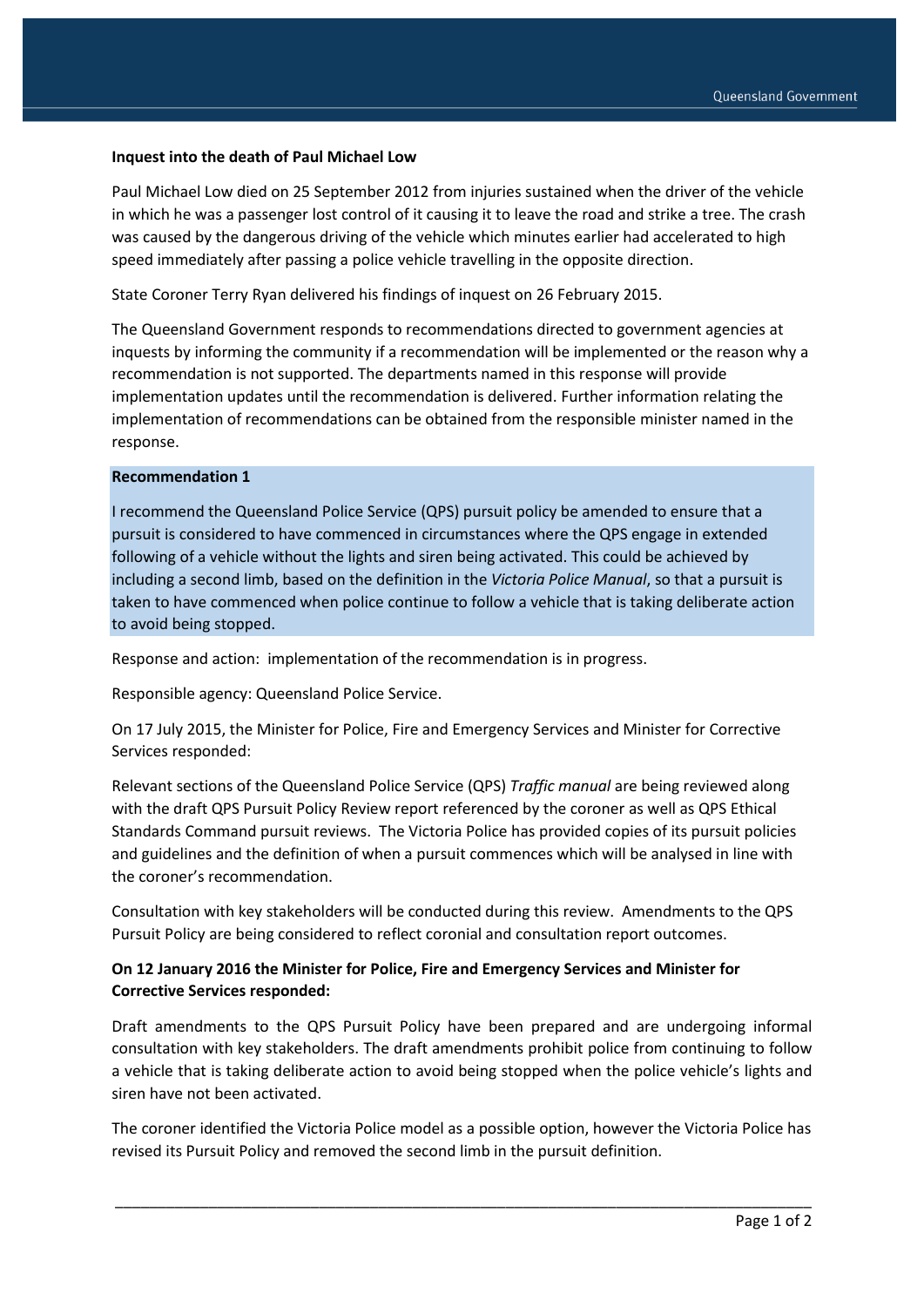**Inquest into the death of Paul Michael Low**

Paul Michael Low died on 25 September 2012 from injuries sustained when the driver of the vehicle in which he was a passenger lost control of it causing it to leave the road and strike a tree. The crash was caused by the dangerous driving of the vehicle which minutes earlier had accelerated to high speed immediately after passing a police vehicle travelling in the opposite direction.

State Coroner Terry Ryan delivered his findings of inquest on 26 February 2015.

The Queensland Government responds to recommendations directed to government agencies at inquests by informing the community if a recommendation will be implemented or the reason why a recommendation is not supported. The departments named in this response will provide implementation updates until the recommendation is delivered. Further information relating the implementation of recommendations can be obtained from the responsible minister named in the response.

**Recommendation 1**

I recommend the Queensland Police Service (QPS) pursuit policy be amended to ensure that a pursuit is considered to have commenced in circumstances where the QPS engage in extended following of a vehicle without the lights and siren being activated. This could be achieved by including a second limb, based on the definition in the *Victoria Police Manual*, so that a pursuit is taken to have commenced when police continue to follow a vehicle that is taking deliberate action to avoid being stopped.

Response and action: implementation of the recommendation is in progress.

Responsible agency: Queensland Police Service.

On 17 July 2015, the Minister for Police, Fire and Emergency Services and Minister for Corrective Services responded:

Relevant sections of the Queensland Police Service (QPS) *Traffic manual* are being reviewed along with the draft QPS Pursuit Policy Review report referenced by the coroner as well as QPS Ethical Standards Command pursuit reviews. The Victoria Police has provided copies of its pursuit policies and guidelines and the definition of when a pursuit commences which will be analysed in line with the coroner's recommendation.

Consultation with key stakeholders will be conducted during this review. Amendments to the QPS Pursuit Policy are being considered to reflect coronial and consultation report outcomes.

**On 12 January 2016 the Minister for Police, Fire and Emergency Services and Minister for Corrective Services responded:**

Draft amendments to the QPS Pursuit Policy have been prepared and are undergoing informal consultation with key stakeholders. The draft amendments prohibit police from continuing to follow a vehicle that is taking deliberate action to avoid being stopped when the police vehicle's lights and siren have not been activated.

The coroner identified the Victoria Police model as a possible option, however the Victoria Police has revised its Pursuit Policy and removed the second limb in the pursuit definition.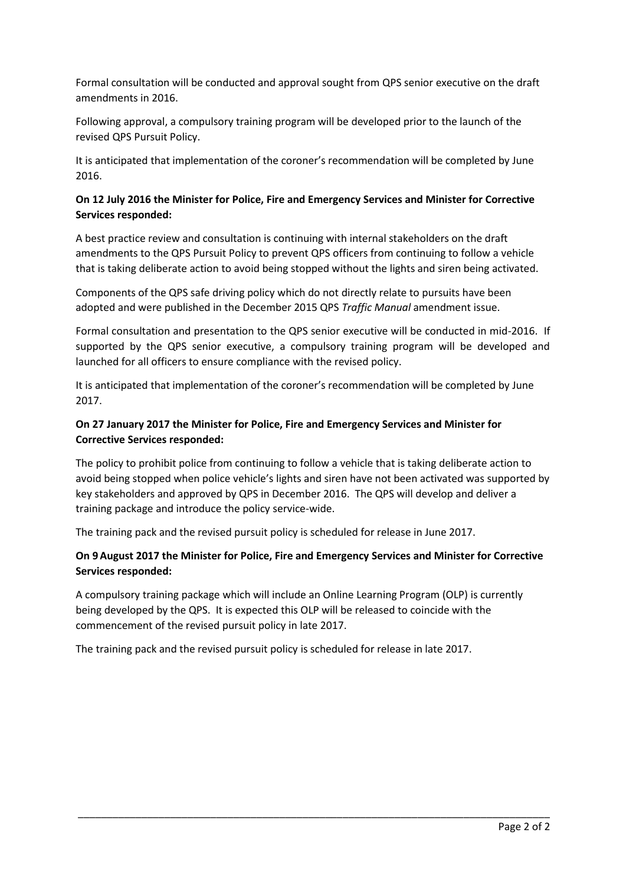Formal consultation will be conducted and approval sought from QPS senior executive on the draft amendments in 2016.

Following approval, a compulsory training program will be developed prior to the launch of the revised QPS Pursuit Policy.

It is anticipated that implementation of the coroner's recommendation will be completed by June 2016.

**On 12 July 2016 the Minister for Police, Fire and Emergency Services and Minister for Corrective Services responded:**

A best practice review and consultation is continuing with internal stakeholders on the draft amendments to the QPS Pursuit Policy to prevent QPS officers from continuing to follow a vehicle that is taking deliberate action to avoid being stopped without the lights and siren being activated.

Components of the QPS safe driving policy which do not directly relate to pursuits have been adopted and were published in the December 2015 QPS *Traffic Manual* amendment issue.

Formal consultation and presentation to the QPS senior executive will be conducted in mid-2016. If supported by the QPS senior executive, a compulsory training program will be developed and launched for all officers to ensure compliance with the revised policy.

It is anticipated that implementation of the coroner's recommendation will be completed by June 2017.

**On 27 January 2017 the Minister for Police, Fire and Emergency Services and Minister for Corrective Services responded:**

The policy to prohibit police from continuing to follow a vehicle that is taking deliberate action to avoid being stopped when police vehicle's lights and siren have not been activated was supported by key stakeholders and approved by QPS in December 2016. The QPS will develop and deliver a training package and introduce the policy service-wide.

The training pack and the revised pursuit policy is scheduled for release in June 2017.

**On 9 August 2017 the Minister for Police, Fire and Emergency Services and Minister for Corrective Services responded:**

A compulsory training package which will include an Online Learning Program (OLP) is currently being developed by the QPS. It is expected this OLP will be released to coincide with the commencement of the revised pursuit policy in late 2017.

The training pack and the revised pursuit policy is scheduled for release in late 2017.